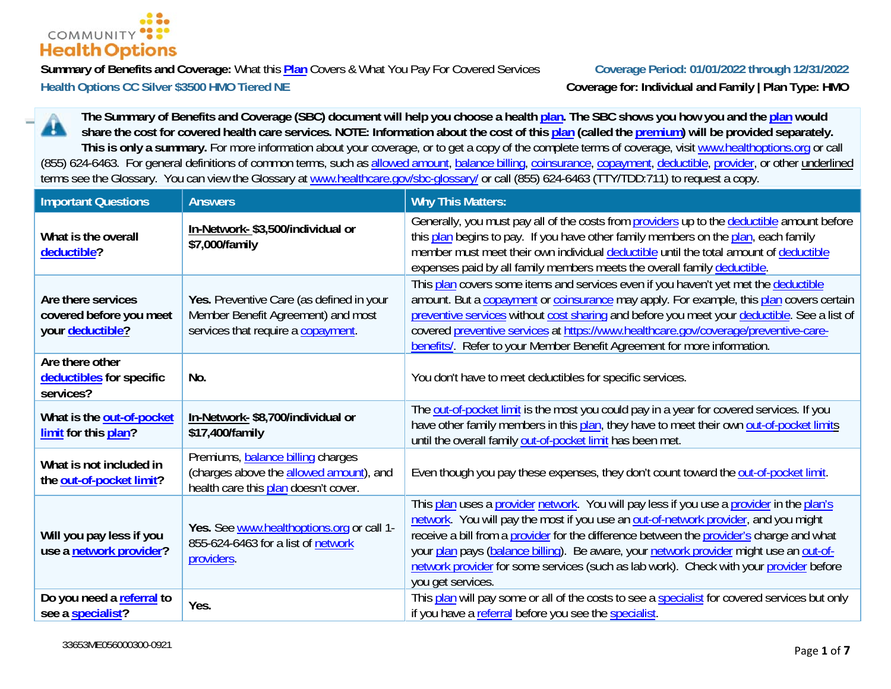COMMUNITY Health Options

**Summary of Benefits and Coverage:** What this Plan Covers & What You Pay For Covered Services

**Coverage Period: 01/01/2022 through 12/31/2022**

**Health Options CC Silver $3500 HMO Tiered NE**

**Coverage for: Individual and Family | Plan Type: HMO**

**The Summary of Benefits and Coverage (SBC) document will help you choose a health plan. The SBC shows you how you and the plan would share the cost for covered health care services. NOTE: Information about the cost of this plan (called the premium) will be provided separately. This is only a summary.** For more information about your coverage, or to get a copy of the complete terms of coverage, visit www.healthoptions.org or call (855) 624-6463. For general definitions of common terms, such as allowed amount, balance billing, coinsurance, copayment, deductible, provider, or other underlined terms see the Glossary. You can view the Glossary at www.healthcare.gov/sbc-glossary/ or call (855) 624-6463 (TTY/TDD:711) to request a copy.

| Important Questions | Answers | Why This Matters: |
|---|---|---|
| **What is the overall deductible?** | **In-Network- $3,500/individual or $7,000/family** | Generally, you must pay all of the costs from providers up to the deductible amount before this plan begins to pay. If you have other family members on the plan, each family member must meet their own individual deductible until the total amount of deductible expenses paid by all family members meets the overall family deductible. |
| **Are there services covered before you meet your deductible?** | **Yes.** Preventive Care (as defined in your Member Benefit Agreement) and most services that require a copayment. | This plan covers some items and services even if you haven't yet met the deductible amount. But a copayment or coinsurance may apply. For example, this plan covers certain preventive services without cost sharing and before you meet your deductible. See a list of covered preventive services at https://www.healthcare.gov/coverage/preventive-care-benefits/. Refer to your Member Benefit Agreement for more information. |
| **Are there other deductibles for specific services?** | **No.** | You don't have to meet deductibles for specific services. |
| **What is the out-of-pocket limit for this plan?** | **In-Network- $8,700/individual or $17,400/family** | The out-of-pocket limit is the most you could pay in a year for covered services. If you have other family members in this plan, they have to meet their own out-of-pocket limits until the overall family out-of-pocket limit has been met. |
| **What is not included in the out-of-pocket limit?** | Premiums, balance billing charges (charges above the allowed amount), and health care this plan doesn't cover. | Even though you pay these expenses, they don't count toward the out-of-pocket limit. |
| **Will you pay less if you use a network provider?** | **Yes.** See www.healthoptions.org or call 1-855-624-6463 for a list of network providers. | This plan uses a provider network. You will pay less if you use a provider in the plan's network. You will pay the most if you use an out-of-network provider, and you might receive a bill from a provider for the difference between the provider's charge and what your plan pays (balance billing). Be aware, your network provider might use an out-of-network provider for some services (such as lab work). Check with your provider before you get services. |
| **Do you need a referral to see a specialist?** | **Yes.** | This plan will pay some or all of the costs to see a specialist for covered services but only if you have a referral before you see the specialist. |

33653ME056000300-0921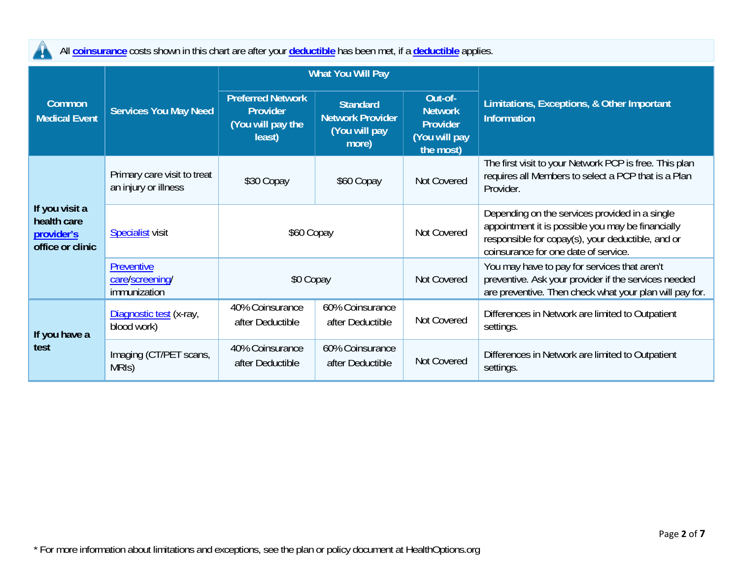All **coinsurance** costs shown in this chart are after your **deductible** has been met, if a **deductible** applies.

| Common Medical Event | Services You May Need | What You Will Pay | | | Limitations, Exceptions, & Other Important Information |
|---|---|---|---|---|---|
| | | Preferred Network Provider (You will pay the least) | Standard Network Provider (You will pay more) | Out-of-Network Provider (You will pay the most) | |
| If you visit a health care provider's office or clinic | Primary care visit to treat an injury or illness | $30 Copay | $60 Copay | Not Covered | The first visit to your Network PCP is free. This plan requires all Members to select a PCP that is a Plan Provider. |
| | Specialist visit | $60 Copay | | Not Covered | Depending on the services provided in a single appointment it is possible you may be financially responsible for copay(s), your deductible, and or coinsurance for one date of service. |
| | Preventive care/screening/ immunization | $0 Copay | | Not Covered | You may have to pay for services that aren't preventive. Ask your provider if the services needed are preventive. Then check what your plan will pay for. |
| If you have a test | Diagnostic test (x-ray, blood work) | 40% Coinsurance after Deductible | 60% Coinsurance after Deductible | Not Covered | Differences in Network are limited to Outpatient settings. |
| | Imaging (CT/PET scans, MRIs) | 40% Coinsurance after Deductible | 60% Coinsurance after Deductible | Not Covered | Differences in Network are limited to Outpatient settings. |

\* For more information about limitations and exceptions, see the plan or policy document at HealthOptions.org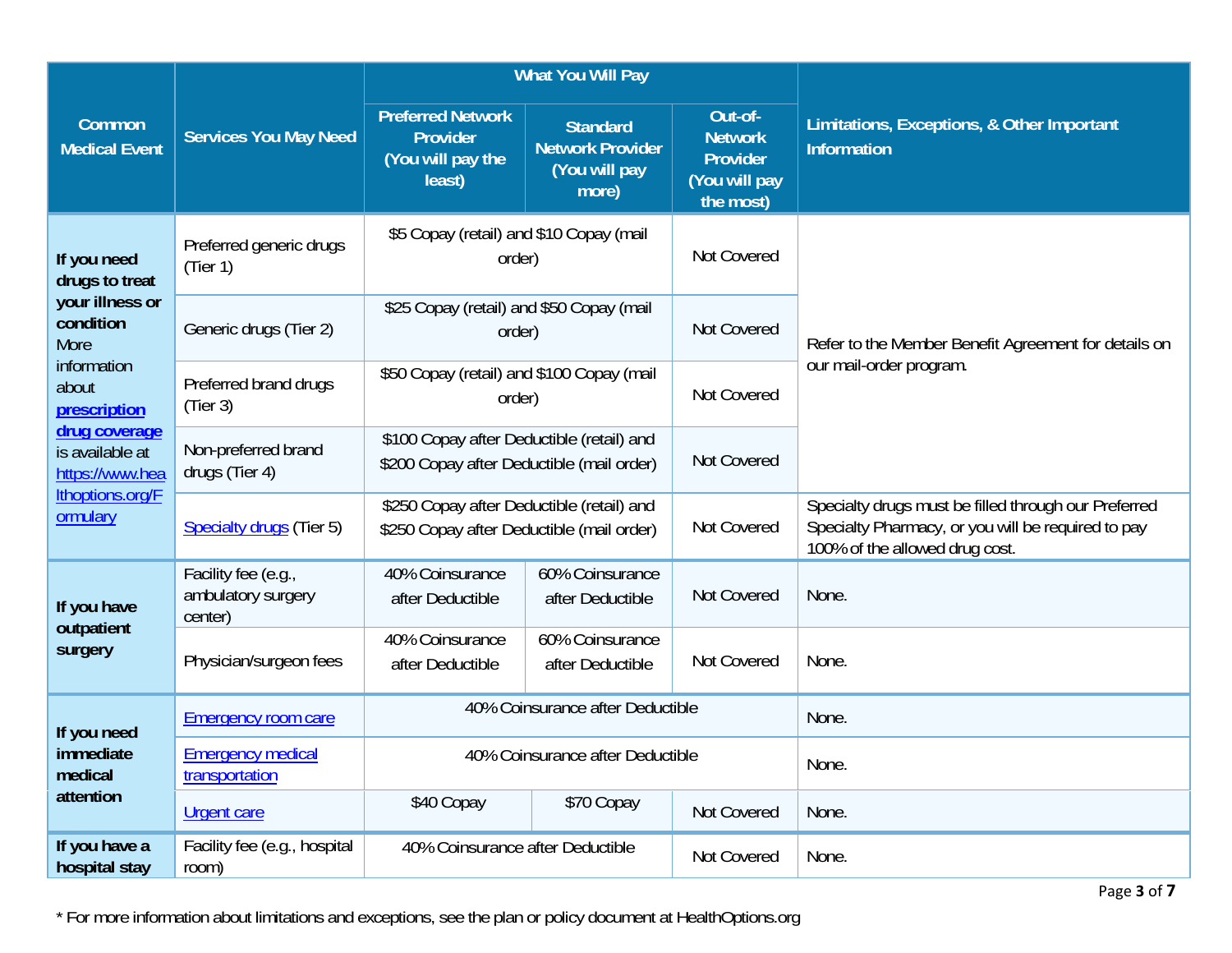| Common Medical Event | Services You May Need | What You Will Pay | | | Limitations, Exceptions, & Other Important Information |
|---|---|---|---|---|---|
| | | Preferred Network Provider (You will pay the least) | Standard Network Provider (You will pay more) | Out-of-Network Provider (You will pay the most) | |
| **If you need drugs to treat your illness or condition** More information about **prescription drug coverage** is available at https://www.healthoptions.org/Formulary | Preferred generic drugs (Tier 1) | $5 Copay (retail) and $10 Copay (mail order) | | Not Covered | Refer to the Member Benefit Agreement for details on our mail-order program. |
| | Generic drugs (Tier 2) | $25 Copay (retail) and $50 Copay (mail order) | | Not Covered | |
| | Preferred brand drugs (Tier 3) | $50 Copay (retail) and $100 Copay (mail order) | | Not Covered | |
| | Non-preferred brand drugs (Tier 4) | $100 Copay after Deductible (retail) and $200 Copay after Deductible (mail order) | | Not Covered | |
| | Specialty drugs (Tier 5) | $250 Copay after Deductible (retail) and $250 Copay after Deductible (mail order) | | Not Covered | Specialty drugs must be filled through our Preferred Specialty Pharmacy, or you will be required to pay 100% of the allowed drug cost. |
| **If you have outpatient surgery** | Facility fee (e.g., ambulatory surgery center) | 40% Coinsurance after Deductible | 60% Coinsurance after Deductible | Not Covered | None. |
| | Physician/surgeon fees | 40% Coinsurance after Deductible | 60% Coinsurance after Deductible | Not Covered | None. |
| **If you need immediate medical attention** | Emergency room care | 40% Coinsurance after Deductible | | | None. |
| | Emergency medical transportation | 40% Coinsurance after Deductible | | | None. |
| | Urgent care | $40 Copay | $70 Copay | Not Covered | None. |
| **If you have a hospital stay** | Facility fee (e.g., hospital room) | 40% Coinsurance after Deductible | | Not Covered | None. |

* For more information about limitations and exceptions, see the plan or policy document at HealthOptions.org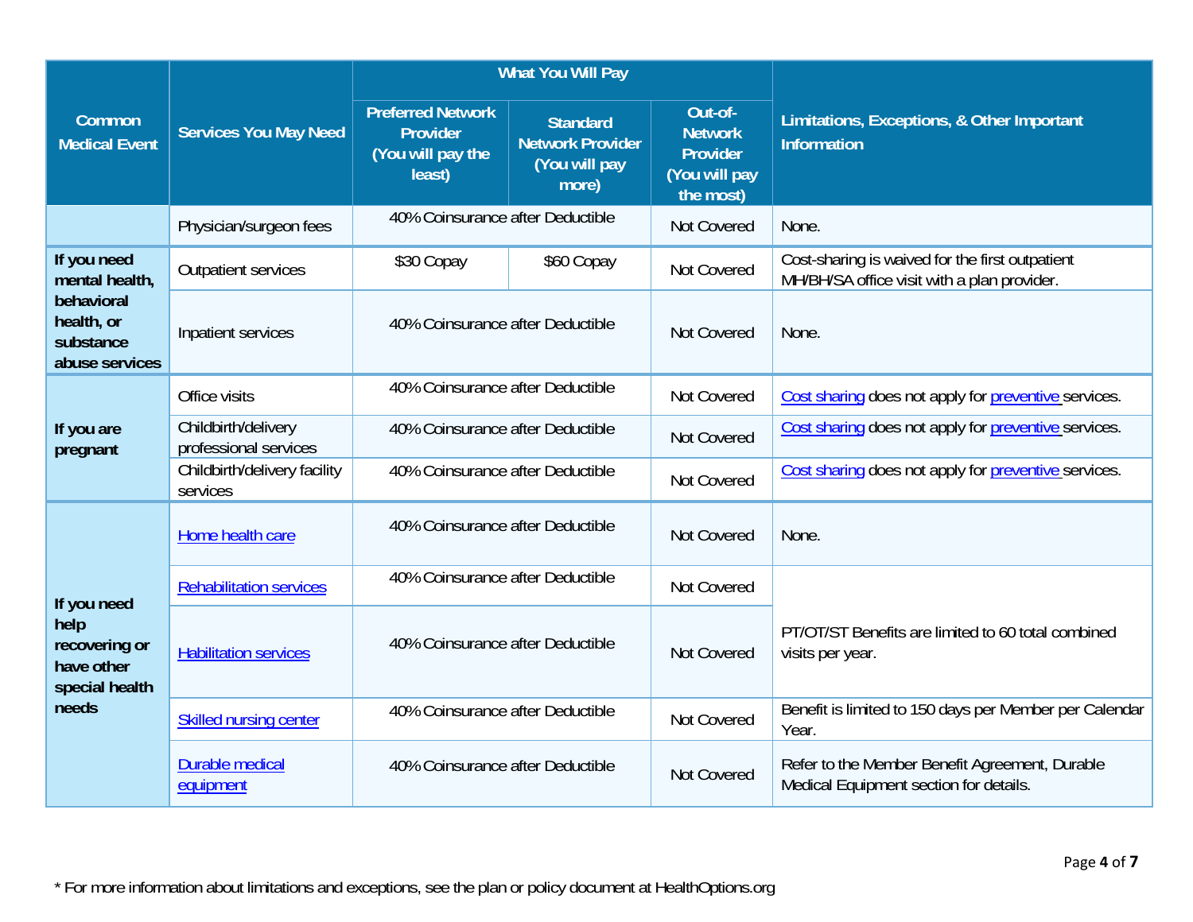| Common Medical Event | Services You May Need | What You Will Pay | | | Limitations, Exceptions, & Other Important Information |
|---|---|---|---|---|---|
| | | Preferred Network Provider (You will pay the least) | Standard Network Provider (You will pay more) | Out-of-Network Provider (You will pay the most) | |
| | Physician/surgeon fees | 40% Coinsurance after Deductible | | Not Covered | None. |
| If you need mental health, behavioral health, or substance abuse services | Outpatient services | $30 Copay | $60 Copay | Not Covered | Cost-sharing is waived for the first outpatient MH/BH/SA office visit with a plan provider. |
| | Inpatient services | 40% Coinsurance after Deductible | | Not Covered | None. |
| If you are pregnant | Office visits | 40% Coinsurance after Deductible | | Not Covered | Cost sharing does not apply for preventive services. |
| | Childbirth/delivery professional services | 40% Coinsurance after Deductible | | Not Covered | Cost sharing does not apply for preventive services. |
| | Childbirth/delivery facility services | 40% Coinsurance after Deductible | | Not Covered | Cost sharing does not apply for preventive services. |
| If you need help recovering or have other special health needs | Home health care | 40% Coinsurance after Deductible | | Not Covered | None. |
| | Rehabilitation services | 40% Coinsurance after Deductible | | Not Covered | PT/OT/ST Benefits are limited to 60 total combined visits per year. |
| | Habilitation services | 40% Coinsurance after Deductible | | Not Covered | |
| | Skilled nursing center | 40% Coinsurance after Deductible | | Not Covered | Benefit is limited to 150 days per Member per Calendar Year. |
| | Durable medical equipment | 40% Coinsurance after Deductible | | Not Covered | Refer to the Member Benefit Agreement, Durable Medical Equipment section for details. |

* For more information about limitations and exceptions, see the plan or policy document at HealthOptions.org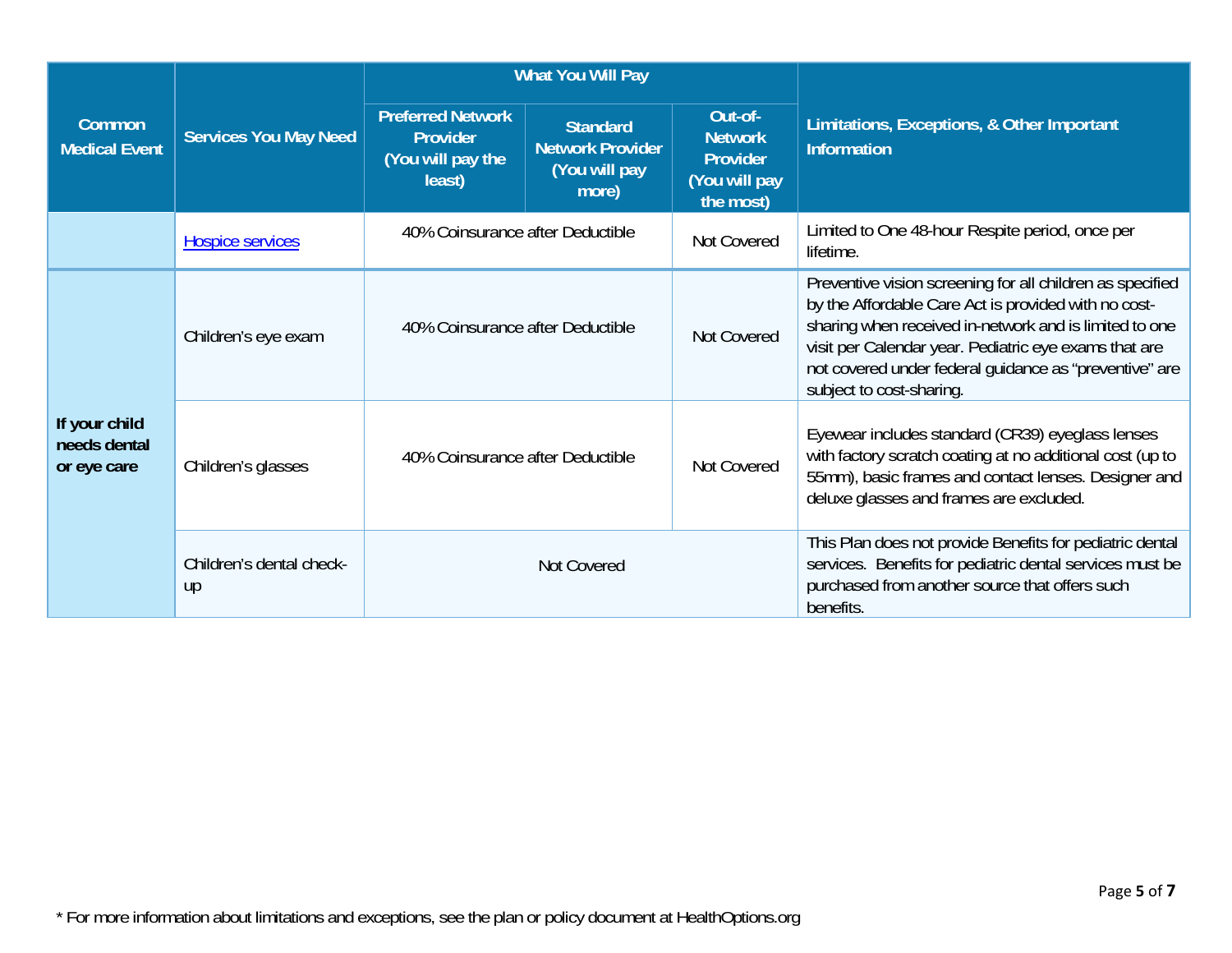| Common Medical Event | Services You May Need | What You Will Pay | | | Limitations, Exceptions, & Other Important Information |
|---|---|---|---|---|---|
| | | Preferred Network Provider (You will pay the least) | Standard Network Provider (You will pay more) | Out-of-Network Provider (You will pay the most) | |
| | [Hospice services]() | 40% Coinsurance after Deductible | | Not Covered | Limited to One 48-hour Respite period, once per lifetime. |
| **If your child needs dental or eye care** | Children's eye exam | 40% Coinsurance after Deductible | | Not Covered | Preventive vision screening for all children as specified by the Affordable Care Act is provided with no cost-sharing when received in-network and is limited to one visit per Calendar year. Pediatric eye exams that are not covered under federal guidance as "preventive" are subject to cost-sharing. |
| | Children's glasses | 40% Coinsurance after Deductible | | Not Covered | Eyewear includes standard (CR39) eyeglass lenses with factory scratch coating at no additional cost (up to 55mm), basic frames and contact lenses. Designer and deluxe glasses and frames are excluded. |
| | Children's dental check-up | Not Covered | | | This Plan does not provide Benefits for pediatric dental services. Benefits for pediatric dental services must be purchased from another source that offers such benefits. |

* For more information about limitations and exceptions, see the plan or policy document at HealthOptions.org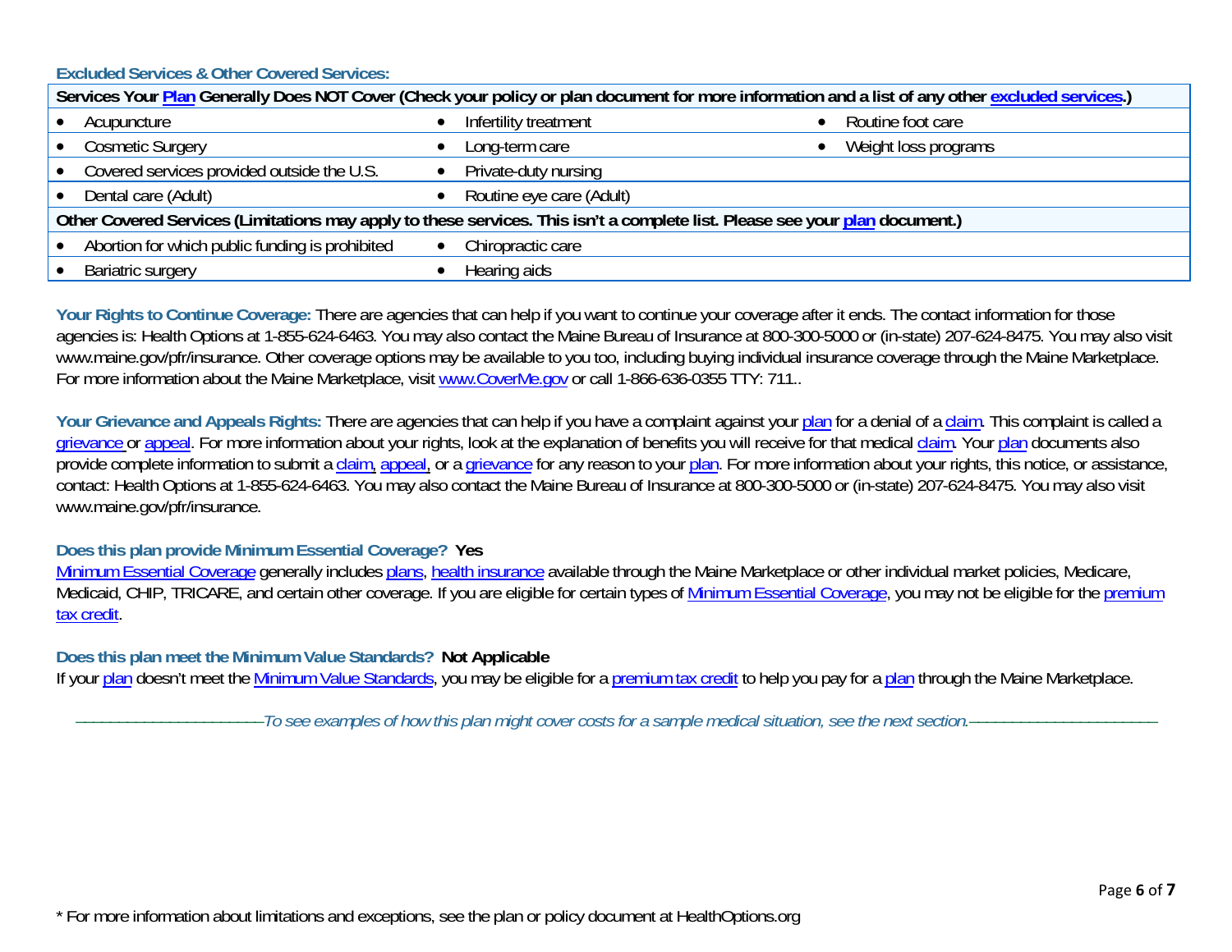### Excluded Services & Other Covered Services:

| Services Your Plan Generally Does NOT Cover (Check your policy or plan document for more information and a list of any other excluded services.) | | |
|---|---|---|
| • Acupuncture | • Infertility treatment | • Routine foot care |
| • Cosmetic Surgery | • Long-term care | • Weight loss programs |
| • Covered services provided outside the U.S. | • Private-duty nursing | |
| • Dental care (Adult) | • Routine eye care (Adult) | |

| Other Covered Services (Limitations may apply to these services. This isn't a complete list. Please see your plan document.) | |
|---|---|
| • Abortion for which public funding is prohibited | • Chiropractic care |
| • Bariatric surgery | • Hearing aids |

**Your Rights to Continue Coverage:** There are agencies that can help if you want to continue your coverage after it ends. The contact information for those agencies is: Health Options at 1-855-624-6463. You may also contact the Maine Bureau of Insurance at 800-300-5000 or (in-state) 207-624-8475. You may also visit www.maine.gov/pfr/insurance. Other coverage options may be available to you too, including buying individual insurance coverage through the Maine Marketplace. For more information about the Maine Marketplace, visit www.CoverMe.gov or call 1-866-636-0355 TTY: 711..

**Your Grievance and Appeals Rights:** There are agencies that can help if you have a complaint against your plan for a denial of a claim. This complaint is called a grievance or appeal. For more information about your rights, look at the explanation of benefits you will receive for that medical claim. Your plan documents also provide complete information to submit a claim, appeal, or a grievance for any reason to your plan. For more information about your rights, this notice, or assistance, contact: Health Options at 1-855-624-6463. You may also contact the Maine Bureau of Insurance at 800-300-5000 or (in-state) 207-624-8475. You may also visit www.maine.gov/pfr/insurance.

**Does this plan provide Minimum Essential Coverage? Yes**

Minimum Essential Coverage generally includes plans, health insurance available through the Maine Marketplace or other individual market policies, Medicare, Medicaid, CHIP, TRICARE, and certain other coverage. If you are eligible for certain types of Minimum Essential Coverage, you may not be eligible for the premium tax credit.

**Does this plan meet the Minimum Value Standards? Not Applicable**

If your plan doesn't meet the Minimum Value Standards, you may be eligible for a premium tax credit to help you pay for a plan through the Maine Marketplace.

*––––––––––––––––––––––To see examples of how this plan might cover costs for a sample medical situation, see the next section.––––––––––––––––––––––*

\* For more information about limitations and exceptions, see the plan or policy document at HealthOptions.org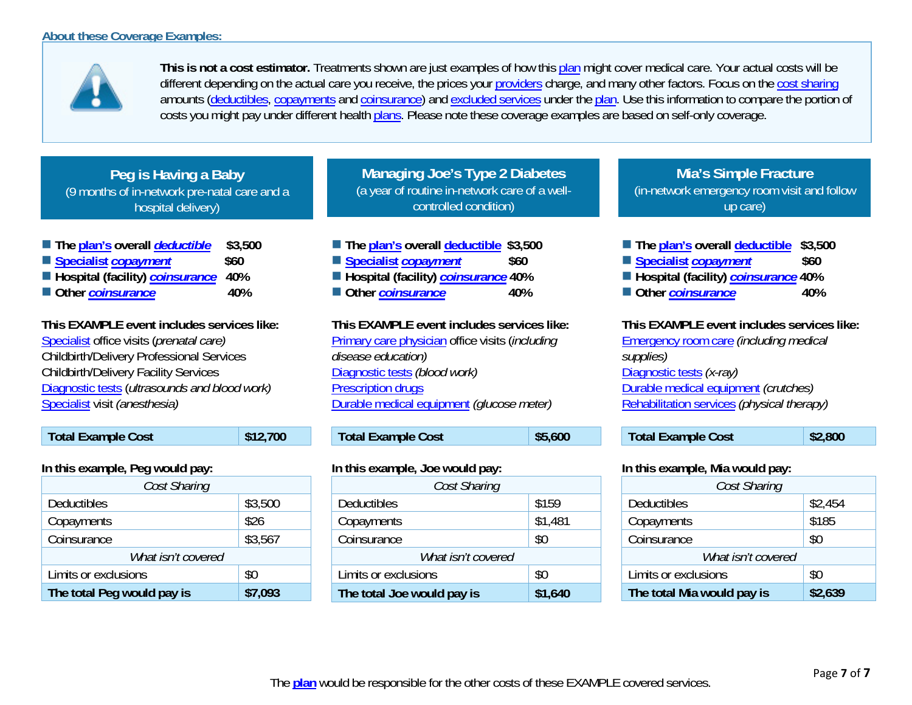### About these Coverage Examples:

**This is not a cost estimator.** Treatments shown are just examples of how this plan might cover medical care. Your actual costs will be different depending on the actual care you receive, the prices your providers charge, and many other factors. Focus on the cost sharing amounts (deductibles, copayments and coinsurance) and excluded services under the plan. Use this information to compare the portion of costs you might pay under different health plans. Please note these coverage examples are based on self-only coverage.

## Peg is Having a Baby
(9 months of in-network pre-natal care and a hospital delivery)

- **The plan's overall *deductible*** **$3,500**
- ***Specialist copayment*** **$60**
- **Hospital (facility) *coinsurance*** **40%**
- **Other *coinsurance*** **40%**

**This EXAMPLE event includes services like:**
Specialist office visits (*prenatal care)*
Childbirth/Delivery Professional Services
Childbirth/Delivery Facility Services
Diagnostic tests (*ultrasounds and blood work)*
Specialist visit *(anesthesia)*

| **Total Example Cost** | **$12,700** |
|---|---|

**In this example, Peg would pay:**

| *Cost Sharing* | |
|---|---|
| Deductibles | $3,500 |
| Copayments | $26 |
| Coinsurance | $3,567 |
| *What isn't covered* | |
| Limits or exclusions | $0 |
| **The total Peg would pay is** | **$7,093** |

## Managing Joe's Type 2 Diabetes
(a year of routine in-network care of a well-controlled condition)

- **The plan's overall deductible** **$3,500**
- **Specialist copayment** **$60**
- **Hospital (facility) *coinsurance*** **40%**
- **Other *coinsurance*** **40%**

**This EXAMPLE event includes services like:**
Primary care physician office visits (*including disease education)*
Diagnostic tests *(blood work)*
Prescription drugs
Durable medical equipment *(glucose meter)*

| **Total Example Cost** | **$5,600** |
|---|---|

**In this example, Joe would pay:**

| *Cost Sharing* | |
|---|---|
| Deductibles | $159 |
| Copayments | $1,481 |
| Coinsurance | $0 |
| *What isn't covered* | |
| Limits or exclusions | $0 |
| **The total Joe would pay is** | **$1,640** |

## Mia's Simple Fracture
(in-network emergency room visit and follow up care)

- **The plan's overall deductible** **$3,500**
- **Specialist copayment** **$60**
- **Hospital (facility) *coinsurance*** **40%**
- **Other *coinsurance*** **40%**

**This EXAMPLE event includes services like:**
Emergency room care *(including medical supplies)*
Diagnostic tests *(x-ray)*
Durable medical equipment *(crutches)*
Rehabilitation services *(physical therapy)*

| **Total Example Cost** | **$2,800** |
|---|---|

**In this example, Mia would pay:**

| *Cost Sharing* | |
|---|---|
| Deductibles | $2,454 |
| Copayments | $185 |
| Coinsurance | $0 |
| *What isn't covered* | |
| Limits or exclusions | $0 |
| **The total Mia would pay is** | **$2,639** |

The **plan** would be responsible for the other costs of these EXAMPLE covered services.